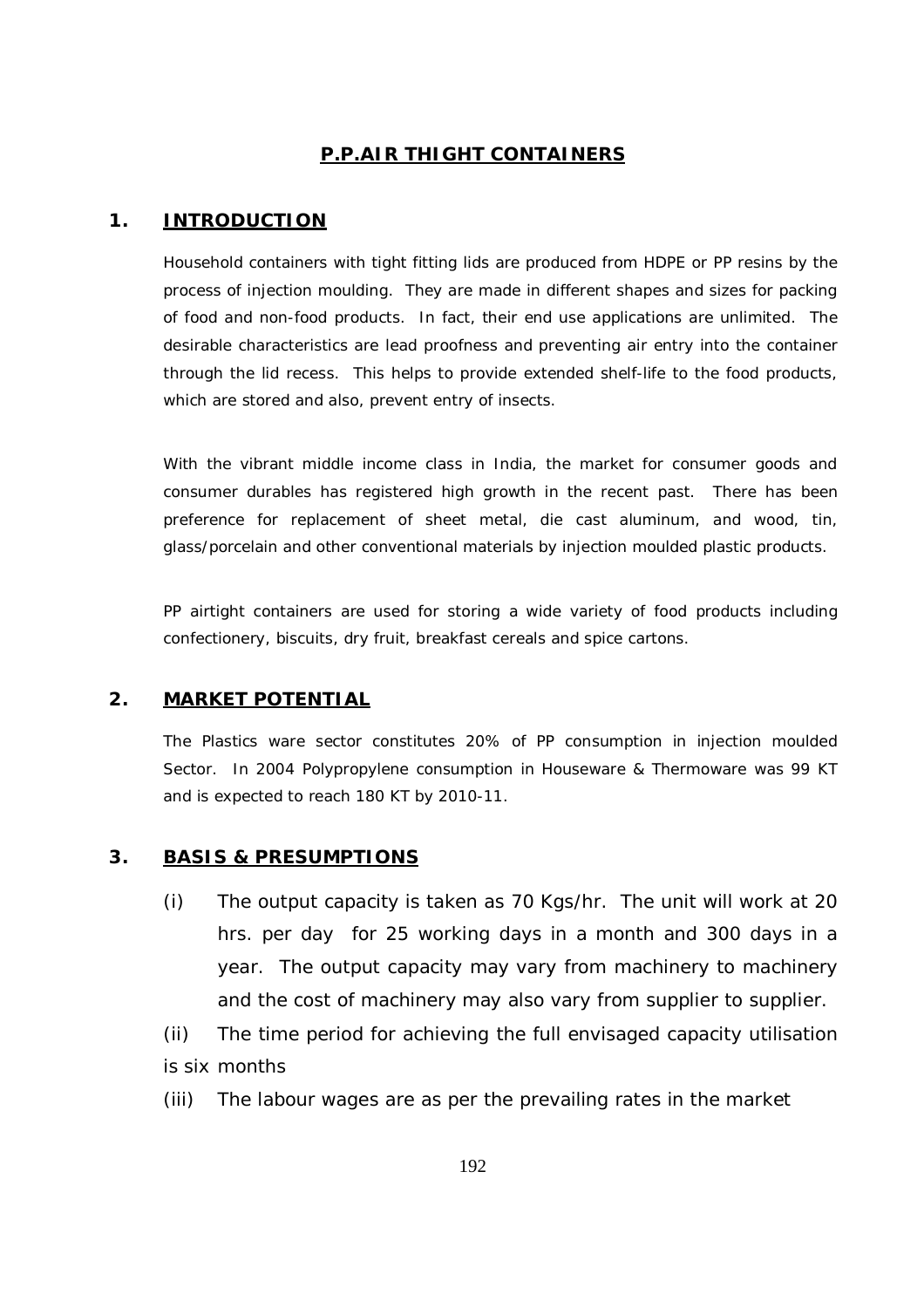# P.P.AIR THIGHT CONTAINERS

## 1. INTRODUCTION

Household containers with tight fitting lids are produced from HDPE or PP resins by the process of injection moulding. They are made in different shapes and sizes for packing of food and non-food products. In fact, their end use applications are unlimited. The desirable characteristics are lead proofness and preventing air entry into the container through the lid recess. This helps to provide extended shelf-life to the food products, which are stored and also, prevent entry of insects.

With the vibrant middle income class in India, the market for consumer goods and consumer durables has registered high growth in the recent past. There has been preference for replacement of sheet metal, die cast aluminum, and wood, tin, glass/porcelain and other conventional materials by injection moulded plastic products.

PP airtight containers are used for storing a wide variety of food products including confectionery, biscuits, dry fruit, breakfast cereals and spice cartons.

## 2. MARKET POTENTIAL

The Plastics ware sector constitutes 20% of PP consumption in injection moulded Sector. In 2004 Polypropylene consumption in Houseware & Thermoware was 99 KT and is expected to reach 180 KT by 2010-11.

## 3. BASIS & PRESUMPTIONS

(i) The output capacity is taken as 70 Kgs/hr. The unit will work at 20 hrs. per day for 25 working days in a month and 300 days in a year. The output capacity may vary from machinery to machinery and the cost of machinery may also vary from supplier to supplier.

(ii) The time period for achieving the full envisaged capacity utilisation is six months

(iii) The labour wages are as per the prevailing rates in the market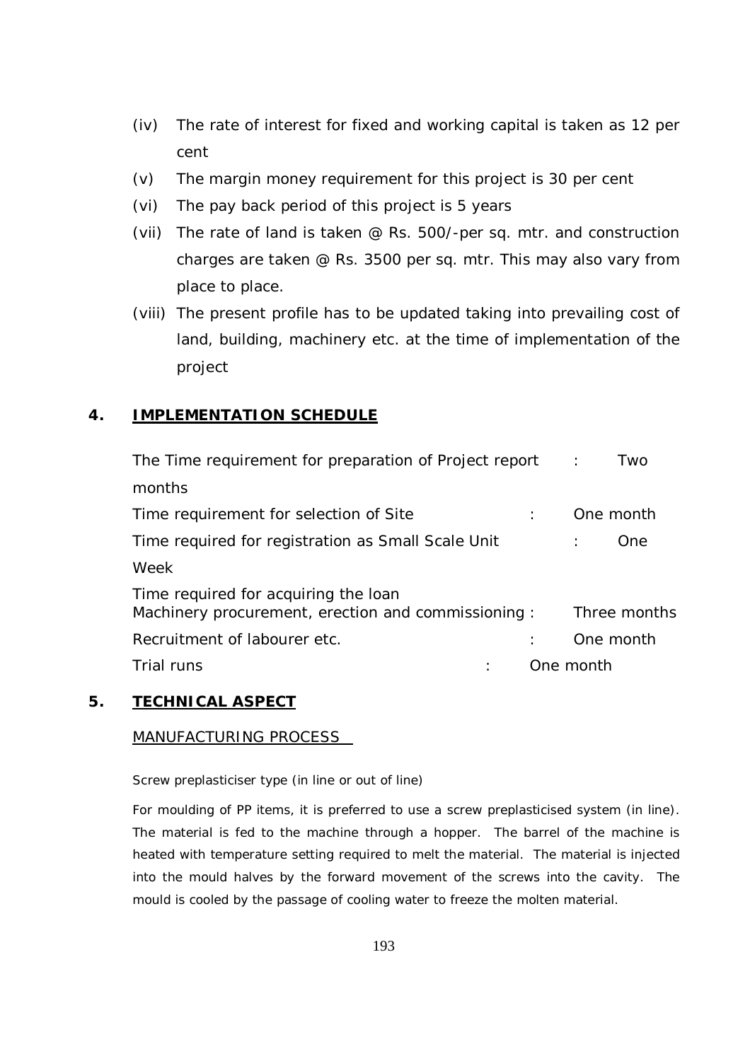(iv) The rate of interest for fixed and working capital is taken as 12 per cent

(v) The margin money requirement for this project is 30 per cent

(vi) The pay back period of this project is 5 years

(vii) The rate of land is taken @ Rs. 500/-per sq. mtr. and construction charges are taken @ Rs. 3500 per sq. mtr. This may also vary from place to place.

(viii) The present profile has to be updated taking into prevailing cost of land, building, machinery etc. at the time of implementation of the project

## 4. IMPLEMENTATION SCHEDULE

| | | |
|---|---|---|
| The Time requirement for preparation of Project report | : | Two months |
| Time requirement for selection of Site | : | One month |
| Time required for registration as Small Scale Unit | : | One Week |
| Time required for acquiring the loan Machinery procurement, erection and commissioning | : | Three months |
| Recruitment of labourer etc. | : | One month |
| Trial runs | : | One month |

## 5. TECHNICAL ASPECT

### MANUFACTURING PROCESS

Screw preplasticiser type (in line or out of line)

For moulding of PP items, it is preferred to use a screw preplasticised system (in line). The material is fed to the machine through a hopper. The barrel of the machine is heated with temperature setting required to melt the material. The material is injected into the mould halves by the forward movement of the screws into the cavity. The mould is cooled by the passage of cooling water to freeze the molten material.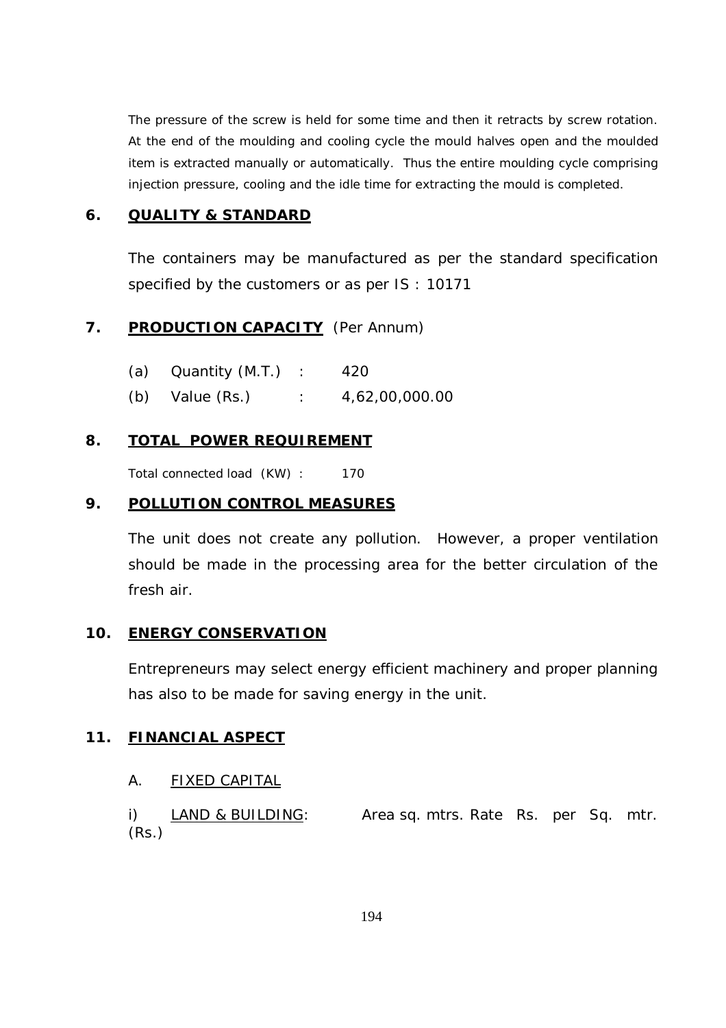The pressure of the screw is held for some time and then it retracts by screw rotation. At the end of the moulding and cooling cycle the mould halves open and the moulded item is extracted manually or automatically. Thus the entire moulding cycle comprising injection pressure, cooling and the idle time for extracting the mould is completed.

## 6. QUALITY & STANDARD

The containers may be manufactured as per the standard specification specified by the customers or as per IS : 10171

## 7. PRODUCTION CAPACITY (Per Annum)

(a) Quantity (M.T.) : 420

(b) Value (Rs.) : 4,62,00,000.00

## 8. TOTAL POWER REQUIREMENT

Total connected load (KW) : 170

## 9. POLLUTION CONTROL MEASURES

The unit does not create any pollution. However, a proper ventilation should be made in the processing area for the better circulation of the fresh air.

## 10. ENERGY CONSERVATION

Entrepreneurs may select energy efficient machinery and proper planning has also to be made for saving energy in the unit.

## 11. FINANCIAL ASPECT

A. FIXED CAPITAL

i) LAND & BUILDING: Area sq. mtrs. Rate Rs. per Sq. mtr. (Rs.)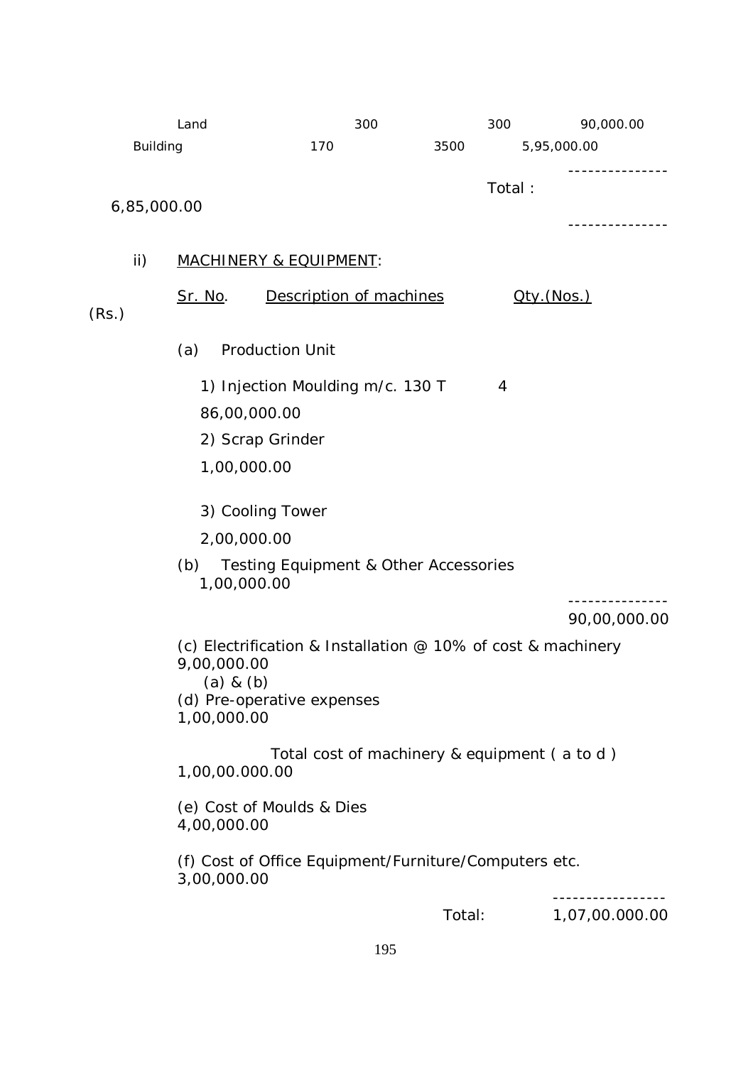| | | | |
|---|---|---|---|
| Land | 300 | 300 | 90,000.00 |
| Building | 170 | 3500 | 5,95,000.00 |
| | | Total : | 6,85,000.00 |

ii) MACHINERY & EQUIPMENT:

| Sr. No. | Description of machines | Qty.(Nos.) | (Rs.) |
|---|---|---|---|
| (a) | Production Unit | | |
| | 1) Injection Moulding m/c. 130 T | 4 | 86,00,000.00 |
| | 2) Scrap Grinder | | 1,00,000.00 |
| | 3) Cooling Tower | | 2,00,000.00 |
| (b) | Testing Equipment & Other Accessories | | 1,00,000.00 |
| | | | 90,00,000.00 |
| (c) | Electrification & Installation @ 10% of cost & machinery (a) & (b) | | 9,00,000.00 |
| (d) | Pre-operative expenses | | 1,00,000.00 |
| | Total cost of machinery & equipment ( a to d ) | | 1,00,00.000.00 |
| (e) | Cost of Moulds & Dies | | 4,00,000.00 |
| (f) | Cost of Office Equipment/Furniture/Computers etc. | | 3,00,000.00 |
| | | Total: | 1,07,00.000.00 |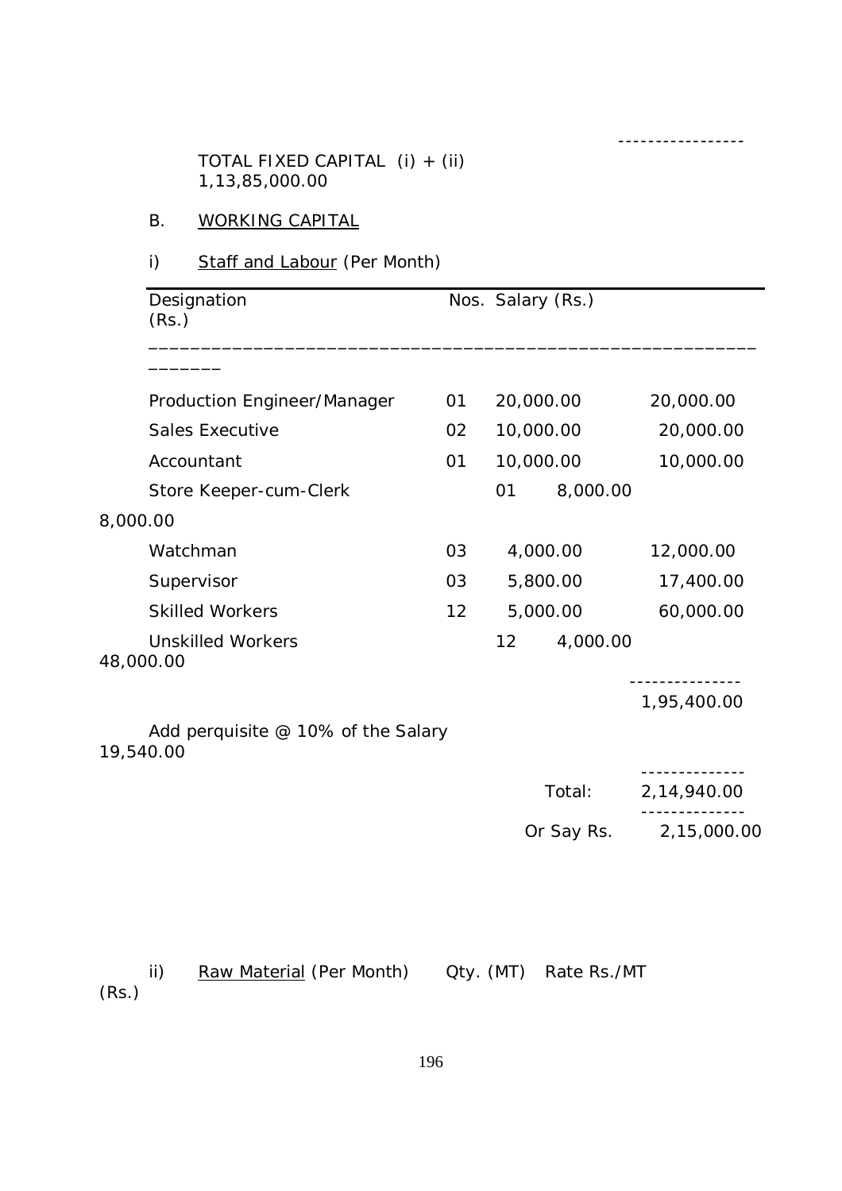TOTAL FIXED CAPITAL (i) + (ii) 1,13,85,000.00

B. WORKING CAPITAL

i) Staff and Labour (Per Month)

| Designation | Nos. | Salary (Rs.) | (Rs.) |
|---|---|---|---|
| Production Engineer/Manager | 01 | 20,000.00 | 20,000.00 |
| Sales Executive | 02 | 10,000.00 | 20,000.00 |
| Accountant | 01 | 10,000.00 | 10,000.00 |
| Store Keeper-cum-Clerk | 01 | 8,000.00 | 8,000.00 |
| Watchman | 03 | 4,000.00 | 12,000.00 |
| Supervisor | 03 | 5,800.00 | 17,400.00 |
| Skilled Workers | 12 | 5,000.00 | 60,000.00 |
| Unskilled Workers | 12 | 4,000.00 | 48,000.00 |
| | | | 1,95,400.00 |
| Add perquisite @ 10% of the Salary | | | 19,540.00 |
| | | Total: | 2,14,940.00 |
| | | Or Say Rs. | 2,15,000.00 |

ii) Raw Material (Per Month) Qty. (MT) Rate Rs./MT (Rs.)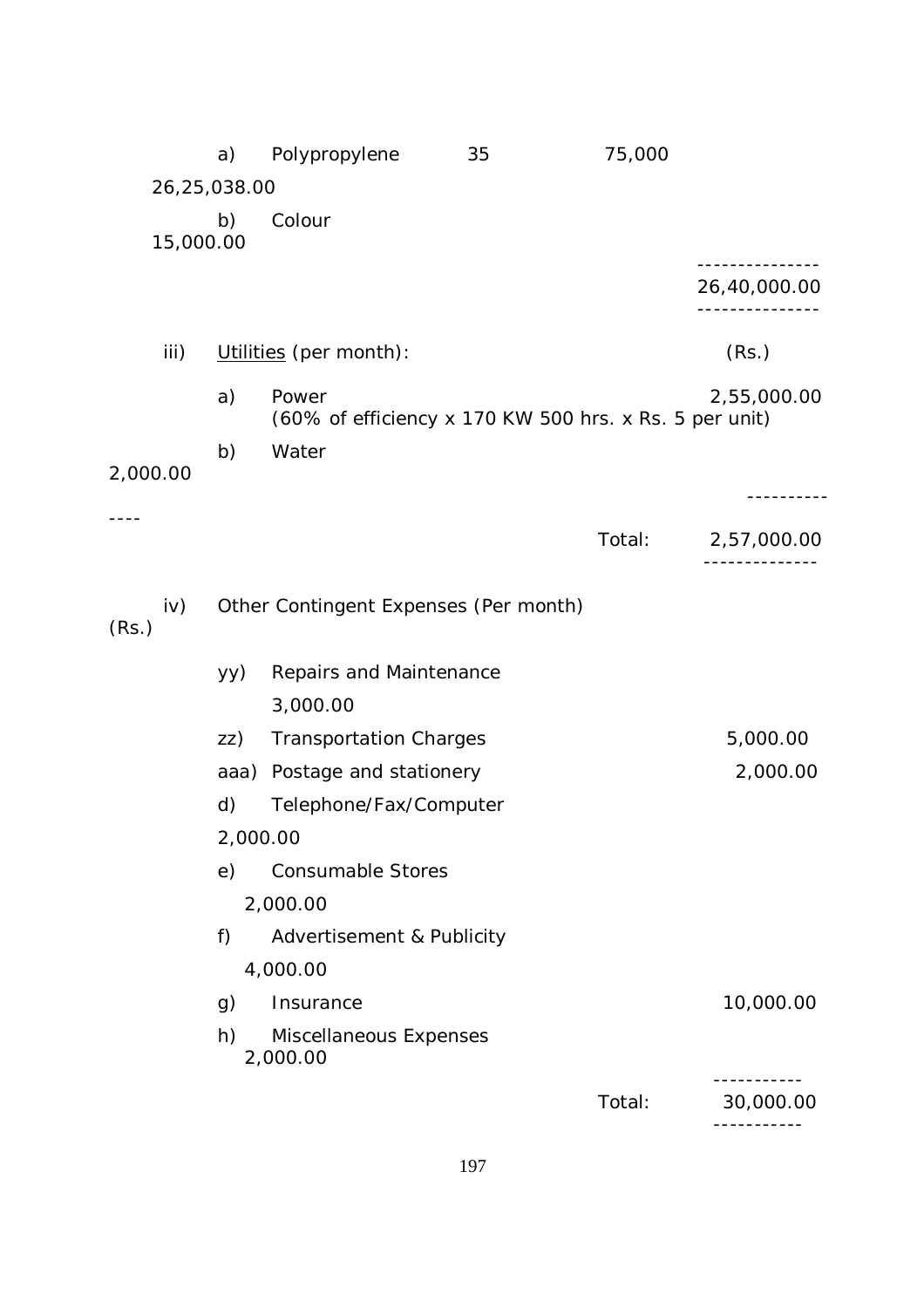|  |  |  |  |  |
|---|---|---|---|---|
| a) | Polypropylene | 35 | 75,000 | 26,25,038.00 |
| b) | Colour |  |  | 15,000.00 |
|  |  |  |  | 26,40,000.00 |

iii) Utilities (per month):

|  |  | (Rs.) |
|---|---|---|
| a) | Power (60% of efficiency x 170 KW 500 hrs. x Rs. 5 per unit) | 2,55,000.00 |
| b) | Water | 2,000.00 |
|  | Total: | 2,57,000.00 |

iv) Other Contingent Expenses (Per month) (Rs.)

|  |  |  |
|---|---|---|
| yy) | Repairs and Maintenance | 3,000.00 |
| zz) | Transportation Charges | 5,000.00 |
| aaa) | Postage and stationery | 2,000.00 |
| d) | Telephone/Fax/Computer | 2,000.00 |
| e) | Consumable Stores | 2,000.00 |
| f) | Advertisement & Publicity | 4,000.00 |
| g) | Insurance | 10,000.00 |
| h) | Miscellaneous Expenses | 2,000.00 |
|  | Total: | 30,000.00 |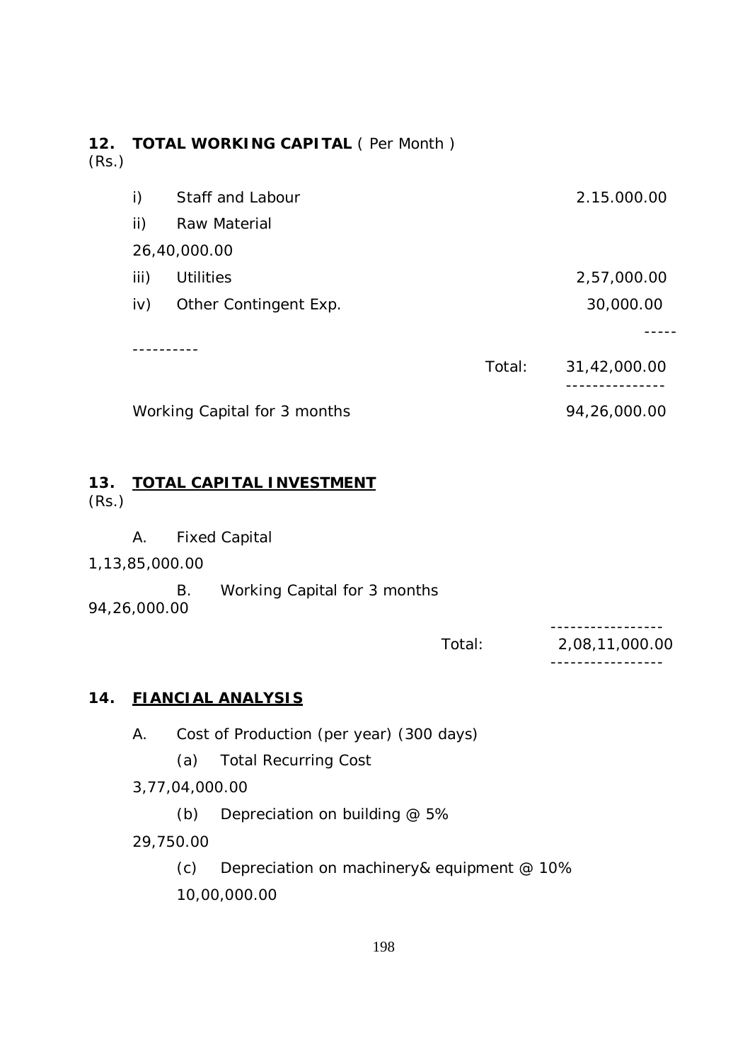## 12. TOTAL WORKING CAPITAL ( Per Month )

(Rs.)

| | | |
|---|---|---|
| i) | Staff and Labour | 2.15.000.00 |
| ii) | Raw Material | 26,40,000.00 |
| iii) | Utilities | 2,57,000.00 |
| iv) | Other Contingent Exp. | 30,000.00 |
| | Total: | 31,42,000.00 |
| | Working Capital for 3 months | 94,26,000.00 |

## 13. TOTAL CAPITAL INVESTMENT

(Rs.)

| | | |
|---|---|---|
| A. | Fixed Capital | 1,13,85,000.00 |
| B. | Working Capital for 3 months | 94,26,000.00 |
| | Total: | 2,08,11,000.00 |

## 14. FIANCIAL ANALYSIS

A. Cost of Production (per year) (300 days)

(a) Total Recurring Cost

3,77,04,000.00

(b) Depreciation on building @ 5%

29,750.00

(c) Depreciation on machinery& equipment @ 10%

10,00,000.00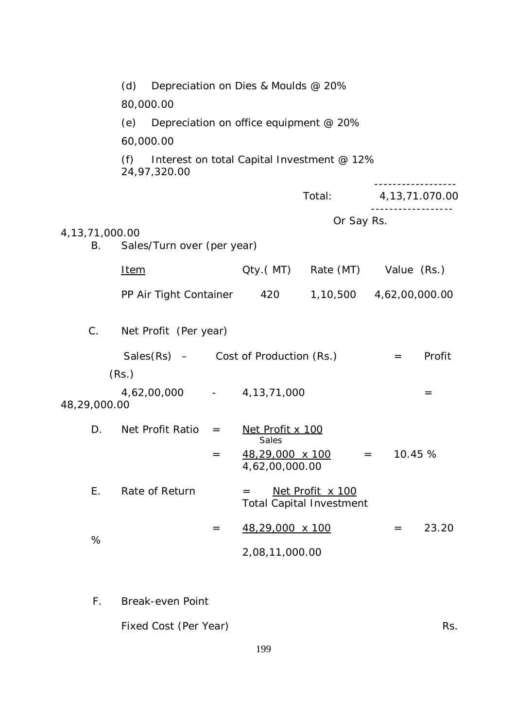(d) Depreciation on Dies & Moulds @ 20% 80,000.00

(e) Depreciation on office equipment @ 20% 60,000.00

(f) Interest on total Capital Investment @ 12% 24,97,320.00

| | |
|---|---|
| Total: | 4,13,71.070.00 |
| Or Say Rs. | 4,13,71,000.00 |

B. Sales/Turn over (per year)

| Item | Qty.( MT) | Rate (MT) | Value (Rs.) |
|---|---|---|---|
| PP Air Tight Container | 420 | 1,10,500 | 4,62,00,000.00 |

C. Net Profit (Per year)

| Sales(Rs) – | Cost of Production (Rs.) | = | Profit (Rs.) |
|---|---|---|---|
| 4,62,00,000 - | 4,13,71,000 | = | 48,29,000.00 |

D. Net Profit Ratio = $\frac{\text{Net Profit x 100}}{\text{Sales}}$

= $\frac{48,29,000 \text{ x } 100}{4,62,00,000.00}$ = 10.45 %

E. Rate of Return = $\frac{\text{Net Profit x 100}}{\text{Total Capital Investment}}$

= $\frac{48,29,000 \text{ x } 100}{2,08,11,000.00}$ = 23.20 %

F. Break-even Point

Fixed Cost (Per Year) Rs.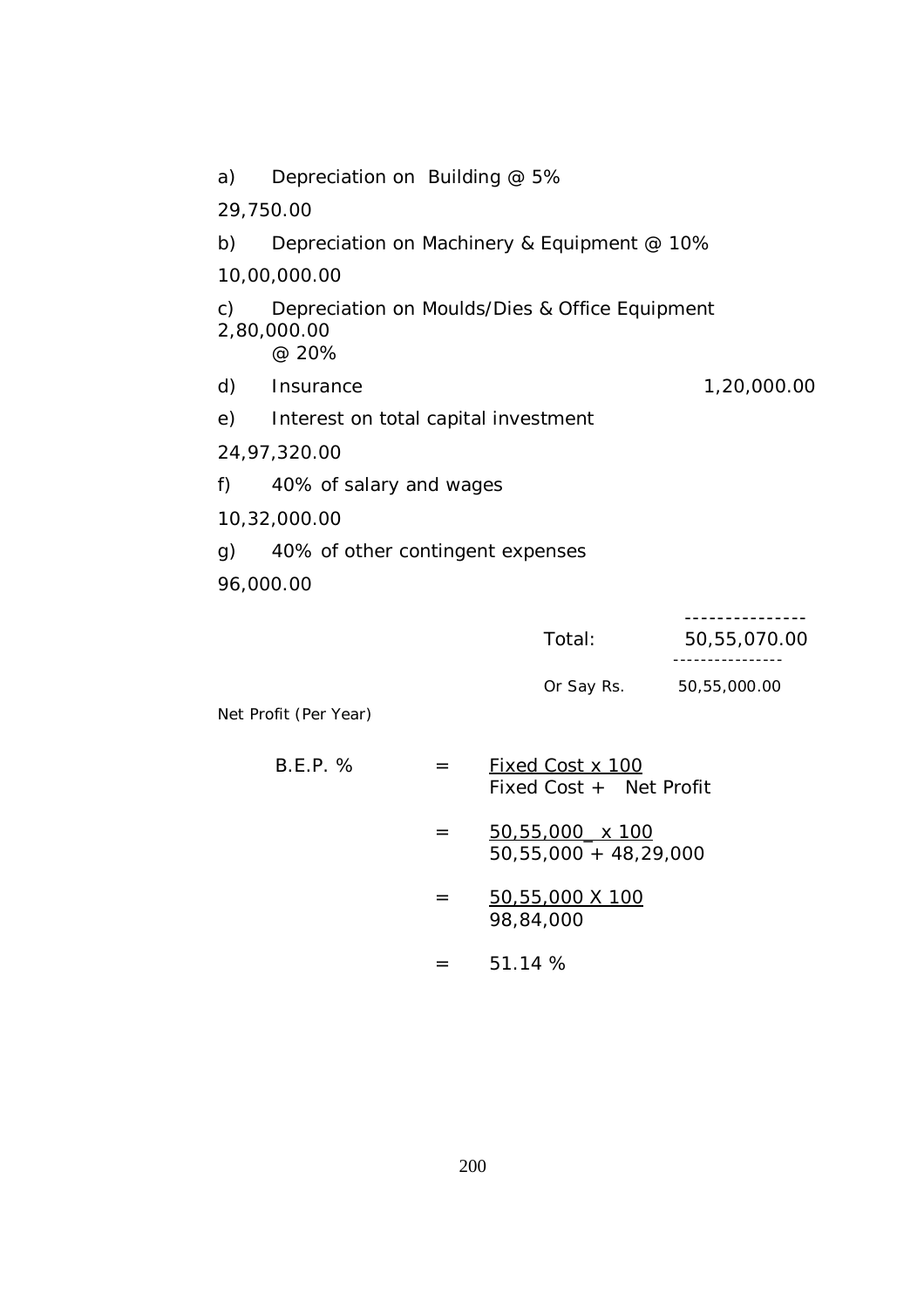| | | |
|---|---|---|
| a) | Depreciation on Building @ 5% | 29,750.00 |
| b) | Depreciation on Machinery & Equipment @ 10% | 10,00,000.00 |
| c) | Depreciation on Moulds/Dies & Office Equipment @ 20% | 2,80,000.00 |
| d) | Insurance | 1,20,000.00 |
| e) | Interest on total capital investment | 24,97,320.00 |
| f) | 40% of salary and wages | 10,32,000.00 |
| g) | 40% of other contingent expenses | 96,000.00 |
| | Total: | 50,55,070.00 |
| | Or Say Rs. | 50,55,000.00 |

Net Profit (Per Year)

$$\text{B.E.P. \%} = \frac{\text{Fixed Cost} \times 100}{\text{Fixed Cost} + \text{Net Profit}}$$

$$= \frac{50{,}55{,}000 \times 100}{50{,}55{,}000 + 48{,}29{,}000}$$

$$= \frac{50{,}55{,}000 \times 100}{98{,}84{,}000}$$

$$= 51.14\ \%$$